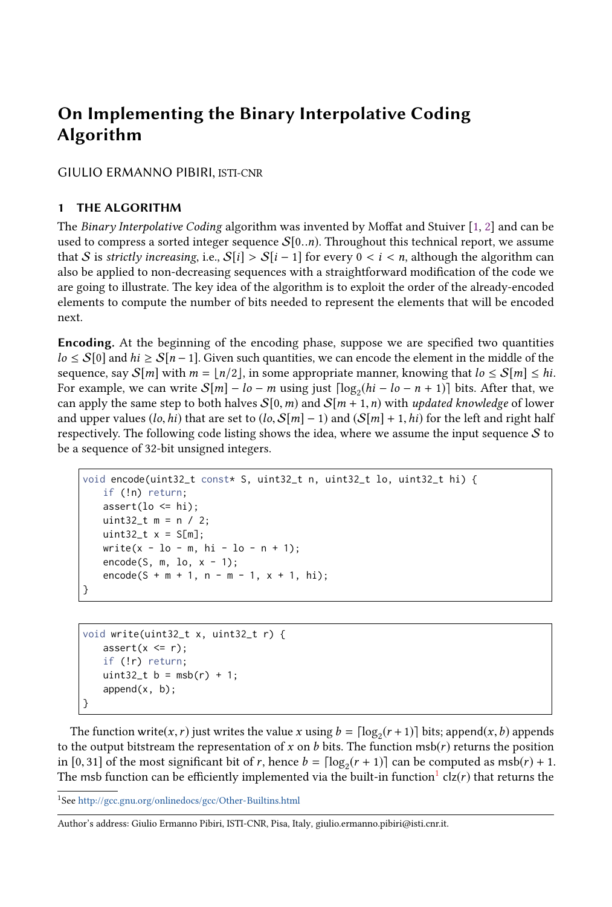# On Implementing the Binary Interpolative Coding Algorithm

GIULIO ERMANNO PIBIRI, ISTI-CNR

## 1 THE ALGORITHM

The *Binary Interpolative Coding* algorithm was invented by Moffat and Stuiver [1, 2] and can be used to compress a sorted integer sequence $\mathcal{S}[0..n)$. Throughout this technical report, we assume that $\mathcal{S}$ is *strictly increasing*, i.e., $\mathcal{S}[i] > \mathcal{S}[i-1]$ for every $0 < i < n$, although the algorithm can also be applied to non-decreasing sequences with a straightforward modification of the code we are going to illustrate. The key idea of the algorithm is to exploit the order of the already-encoded elements to compute the number of bits needed to represent the elements that will be encoded next.

**Encoding.** At the beginning of the encoding phase, suppose we are specified two quantities $lo \leq \mathcal{S}[0]$ and $hi \geq \mathcal{S}[n-1]$. Given such quantities, we can encode the element in the middle of the sequence, say $\mathcal{S}[m]$ with $m = \lfloor n/2 \rfloor$, in some appropriate manner, knowing that $lo \leq \mathcal{S}[m] \leq hi$. For example, we can write $\mathcal{S}[m] - lo - m$ using just $\lceil \log_2(hi - lo - n + 1) \rceil$ bits. After that, we can apply the same step to both halves $\mathcal{S}[0, m)$ and $\mathcal{S}[m+1, n)$ with *updated knowledge* of lower and upper values $(lo, hi)$ that are set to $(lo, \mathcal{S}[m] - 1)$ and $(\mathcal{S}[m] + 1, hi)$ for the left and right half respectively. The following code listing shows the idea, where we assume the input sequence $\mathcal{S}$ to be a sequence of 32-bit unsigned integers.

```
void encode(uint32_t const* S, uint32_t n, uint32_t lo, uint32_t hi) {
    if (!n) return;
    assert(lo <= hi);
    uint32_t m = n / 2;
    uint32_t x = S[m];
    write(x - lo - m, hi - lo - n + 1);
    encode(S, m, lo, x - 1);
    encode(S + m + 1, n - m - 1, x + 1, hi);
}
```

```
void write(uint32_t x, uint32_t r) {
    assert(x <= r);
    if (!r) return;
    uint32_t b = msb(r) + 1;
    append(x, b);
}
```

The function write$(x, r)$ just writes the value $x$ using $b = \lceil \log_2(r+1) \rceil$ bits; append$(x, b)$ appends to the output bitstream the representation of $x$ on $b$ bits. The function msb$(r)$ returns the position in $[0, 31]$ of the most significant bit of $r$, hence $b = \lceil \log_2(r+1) \rceil$ can be computed as msb$(r) + 1$. The msb function can be efficiently implemented via the built-in function[1] clz$(r)$ that returns the

[1] See http://gcc.gnu.org/onlinedocs/gcc/Other-Builtins.html

Author's address: Giulio Ermanno Pibiri, ISTI-CNR, Pisa, Italy, giulio.ermanno.pibiri@isti.cnr.it.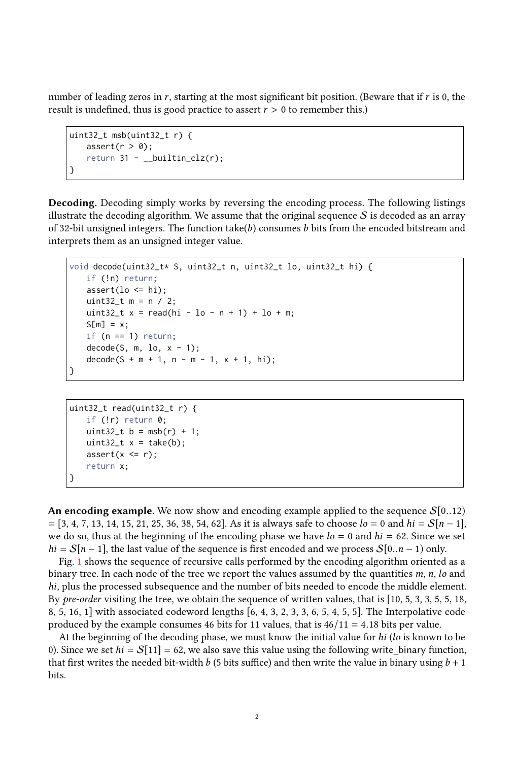number of leading zeros in $r$, starting at the most significant bit position. (Beware that if $r$ is 0, the result is undefined, thus is good practice to assert $r > 0$ to remember this.)

```
uint32_t msb(uint32_t r) {
    assert(r > 0);
    return 31 - __builtin_clz(r);
}
```

**Decoding.** Decoding simply works by reversing the encoding process. The following listings illustrate the decoding algorithm. We assume that the original sequence $\mathcal{S}$ is decoded as an array of 32-bit unsigned integers. The function take($b$) consumes $b$ bits from the encoded bitstream and interprets them as an unsigned integer value.

```
void decode(uint32_t* S, uint32_t n, uint32_t lo, uint32_t hi) {
    if (!n) return;
    assert(lo <= hi);
    uint32_t m = n / 2;
    uint32_t x = read(hi - lo - n + 1) + lo + m;
    S[m] = x;
    if (n == 1) return;
    decode(S, m, lo, x - 1);
    decode(S + m + 1, n - m - 1, x + 1, hi);
}
```

```
uint32_t read(uint32_t r) {
    if (!r) return 0;
    uint32_t b = msb(r) + 1;
    uint32_t x = take(b);
    assert(x <= r);
    return x;
}
```

**An encoding example.** We now show and encoding example applied to the sequence $\mathcal{S}[0..12)$ = [3, 4, 7, 13, 14, 15, 21, 25, 36, 38, 54, 62]. As it is always safe to choose $lo = 0$ and $hi = \mathcal{S}[n-1]$, we do so, thus at the beginning of the encoding phase we have $lo = 0$ and $hi = 62$. Since we set $hi = \mathcal{S}[n-1]$, the last value of the sequence is first encoded and we process $\mathcal{S}[0..n-1)$ only.

Fig. 1 shows the sequence of recursive calls performed by the encoding algorithm oriented as a binary tree. In each node of the tree we report the values assumed by the quantities $m$, $n$, $lo$ and $hi$, plus the processed subsequence and the number of bits needed to encode the middle element. By *pre-order* visiting the tree, we obtain the sequence of written values, that is [10, 5, 3, 3, 5, 5, 18, 8, 5, 16, 1] with associated codeword lengths [6, 4, 3, 2, 3, 3, 6, 5, 4, 5, 5]. The Interpolative code produced by the example consumes 46 bits for 11 values, that is $46/11 = 4.18$ bits per value.

At the beginning of the decoding phase, we must know the initial value for $hi$ ($lo$ is known to be 0). Since we set $hi = \mathcal{S}[11] = 62$, we also save this value using the following write_binary function, that first writes the needed bit-width $b$ (5 bits suffice) and then write the value in binary using $b + 1$ bits.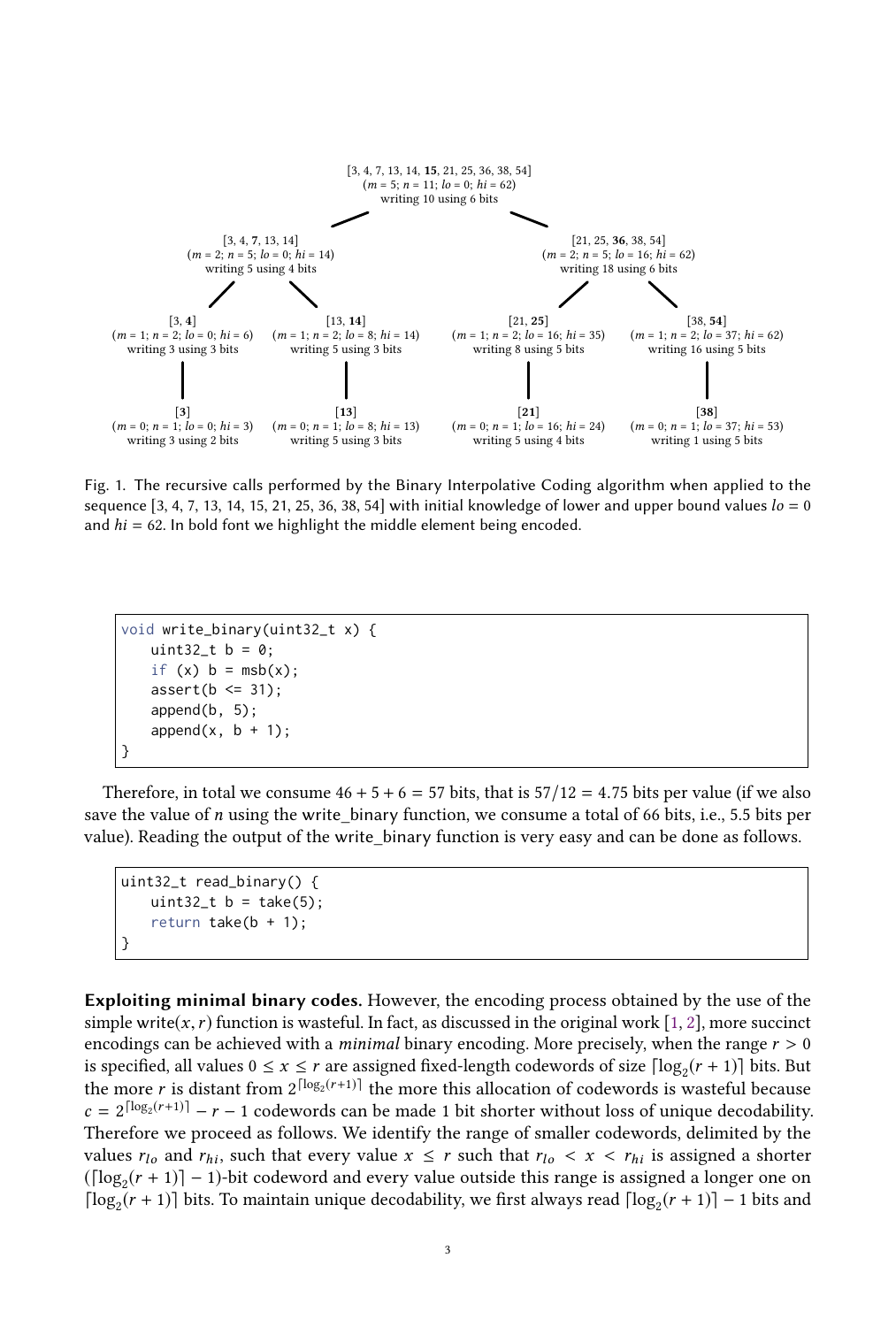[3, 4, 7, 13, 14, **15**, 21, 25, 36, 38, 54]
($m = 5$; $n = 11$; $lo = 0$; $hi = 62$)
writing 10 using 6 bits

[3, 4, **7**, 13, 14]
($m = 2$; $n = 5$; $lo = 0$; $hi = 14$)
writing 5 using 4 bits

[21, 25, **36**, 38, 54]
($m = 2$; $n = 5$; $lo = 16$; $hi = 62$)
writing 18 using 6 bits

[3, **4**]
($m = 1$; $n = 2$; $lo = 0$; $hi = 6$)
writing 3 using 3 bits

[13, **14**]
($m = 1$; $n = 2$; $lo = 8$; $hi = 14$)
writing 5 using 3 bits

[21, **25**]
($m = 1$; $n = 2$; $lo = 16$; $hi = 35$)
writing 8 using 5 bits

[38, **54**]
($m = 1$; $n = 2$; $lo = 37$; $hi = 62$)
writing 16 using 5 bits

[**3**]
($m = 0$; $n = 1$; $lo = 0$; $hi = 3$)
writing 3 using 2 bits

[**13**]
($m = 0$; $n = 1$; $lo = 8$; $hi = 13$)
writing 5 using 3 bits

[**21**]
($m = 0$; $n = 1$; $lo = 16$; $hi = 24$)
writing 5 using 4 bits

[**38**]
($m = 0$; $n = 1$; $lo = 37$; $hi = 53$)
writing 1 using 5 bits

Fig. 1. The recursive calls performed by the Binary Interpolative Coding algorithm when applied to the sequence [3, 4, 7, 13, 14, 15, 21, 25, 36, 38, 54] with initial knowledge of lower and upper bound values $lo = 0$ and $hi = 62$. In bold font we highlight the middle element being encoded.

```
void write_binary(uint32_t x) {
    uint32_t b = 0;
    if (x) b = msb(x);
    assert(b <= 31);
    append(b, 5);
    append(x, b + 1);
}
```

Therefore, in total we consume $46 + 5 + 6 = 57$ bits, that is $57/12 = 4.75$ bits per value (if we also save the value of $n$ using the write_binary function, we consume a total of 66 bits, i.e., 5.5 bits per value). Reading the output of the write_binary function is very easy and can be done as follows.

```
uint32_t read_binary() {
    uint32_t b = take(5);
    return take(b + 1);
}
```

**Exploiting minimal binary codes.** However, the encoding process obtained by the use of the simple write$(x, r)$ function is wasteful. In fact, as discussed in the original work [1, 2], more succinct encodings can be achieved with a *minimal* binary encoding. More precisely, when the range $r > 0$ is specified, all values $0 \leq x \leq r$ are assigned fixed-length codewords of size $\lceil \log_2(r+1) \rceil$ bits. But the more $r$ is distant from $2^{\lceil \log_2(r+1) \rceil}$ the more this allocation of codewords is wasteful because $c = 2^{\lceil \log_2(r+1) \rceil} - r - 1$ codewords can be made 1 bit shorter without loss of unique decodability. Therefore we proceed as follows. We identify the range of smaller codewords, delimited by the values $r_{lo}$ and $r_{hi}$, such that every value $x \leq r$ such that $r_{lo} < x < r_{hi}$ is assigned a shorter $(\lceil \log_2(r+1) \rceil - 1)$-bit codeword and every value outside this range is assigned a longer one on $\lceil \log_2(r+1) \rceil$ bits. To maintain unique decodability, we first always read $\lceil \log_2(r+1) \rceil - 1$ bits and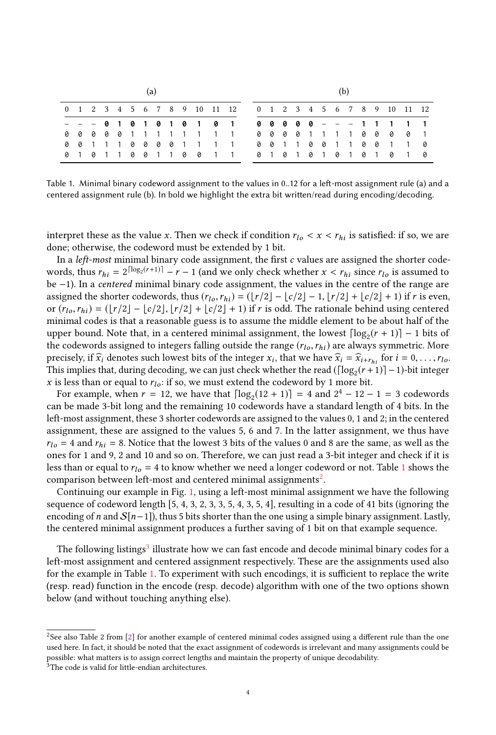(a)

| 0 | 1 | 2 | 3 | 4 | 5 | 6 | 7 | 8 | 9 | 10 | 11 | 12 |
|---|---|---|---|---|---|---|---|---|---|---|---|---|
| – | – | – | **0** | **1** | **0** | **1** | **0** | **1** | **0** | **1** | **0** | **1** |
| 0 | 0 | 0 | 0 | 0 | 1 | 1 | 1 | 1 | 1 | 1 | 1 | 1 |
| 0 | 0 | 1 | 1 | 1 | 0 | 0 | 0 | 0 | 1 | 1 | 1 | 1 |
| 0 | 1 | 0 | 1 | 1 | 0 | 0 | 1 | 1 | 0 | 0 | 1 | 1 |

(b)

| 0 | 1 | 2 | 3 | 4 | 5 | 6 | 7 | 8 | 9 | 10 | 11 | 12 |
|---|---|---|---|---|---|---|---|---|---|---|---|---|
| **0** | **0** | **0** | **0** | **0** | – | – | – | **1** | **1** | **1** | **1** | **1** |
| 0 | 0 | 0 | 0 | 1 | 1 | 1 | 1 | 0 | 0 | 0 | 0 | 1 |
| 0 | 0 | 1 | 1 | 0 | 0 | 1 | 1 | 0 | 0 | 1 | 1 | 0 |
| 0 | 1 | 0 | 1 | 0 | 1 | 0 | 1 | 0 | 1 | 0 | 1 | 0 |

Table 1. Minimal binary codeword assignment to the values in 0..12 for a left-most assignment rule (a) and a centered assignment rule (b). In bold we highlight the extra bit written/read during encoding/decoding.

interpret these as the value $x$. Then we check if condition $r_{lo} < x < r_{hi}$ is satisfied: if so, we are done; otherwise, the codeword must be extended by 1 bit.

In a *left-most* minimal binary code assignment, the first $c$ values are assigned the shorter codewords, thus $r_{hi} = 2^{\lceil \log_2(r+1) \rceil} - r - 1$ (and we only check whether $x < r_{hi}$ since $r_{lo}$ is assumed to be $-1$). In a *centered* minimal binary code assignment, the values in the centre of the range are assigned the shorter codewords, thus $(r_{lo}, r_{hi}) = (\lfloor r/2 \rfloor - \lfloor c/2 \rfloor - 1, \lfloor r/2 \rfloor + \lfloor c/2 \rfloor + 1)$ if $r$ is even, or $(r_{lo}, r_{hi}) = (\lfloor r/2 \rfloor - \lfloor c/2 \rfloor, \lfloor r/2 \rfloor + \lfloor c/2 \rfloor + 1)$ if $r$ is odd. The rationale behind using centered minimal codes is that a reasonable guess is to assume the middle element to be about half of the upper bound. Note that, in a centered minimal assignment, the lowest $\lceil \log_2(r+1) \rceil - 1$ bits of the codewords assigned to integers falling outside the range $(r_{lo}, r_{hi})$ are always symmetric. More precisely, if $\widehat{x}_i$ denotes such lowest bits of the integer $x_i$, that we have $\widehat{x}_i = \widehat{x}_{i+r_{hi}}$ for $i = 0, \ldots, r_{lo}$. This implies that, during decoding, we can just check whether the read $(\lceil \log_2(r+1) \rceil - 1)$-bit integer $x$ is less than or equal to $r_{lo}$: if so, we must extend the codeword by 1 more bit.

For example, when $r = 12$, we have that $\lceil \log_2(12+1) \rceil = 4$ and $2^4 - 12 - 1 = 3$ codewords can be made 3-bit long and the remaining 10 codewords have a standard length of 4 bits. In the left-most assignment, these 3 shorter codewords are assigned to the values 0, 1 and 2; in the centered assignment, these are assigned to the values 5, 6 and 7. In the latter assignment, we thus have $r_{lo} = 4$ and $r_{hi} = 8$. Notice that the lowest 3 bits of the values 0 and 8 are the same, as well as the ones for 1 and 9, 2 and 10 and so on. Therefore, we can just read a 3-bit integer and check if it is less than or equal to $r_{lo} = 4$ to know whether we need a longer codeword or not. Table 1 shows the comparison between left-most and centered minimal assignments[2].

Continuing our example in Fig. 1, using a left-most minimal assignment we have the following sequence of codeword length [5, 4, 3, 2, 3, 3, 5, 4, 3, 5, 4], resulting in a code of 41 bits (ignoring the encoding of $n$ and $\mathcal{S}[n-1]$), thus 5 bits shorter than the one using a simple binary assignment. Lastly, the centered minimal assignment produces a further saving of 1 bit on that example sequence.

The following listings[3] illustrate how we can fast encode and decode minimal binary codes for a left-most assignment and centered assignment respectively. These are the assignments used also for the example in Table 1. To experiment with such encodings, it is sufficient to replace the write (resp. read) function in the encode (resp. decode) algorithm with one of the two options shown below (and without touching anything else).

[2]See also Table 2 from [2] for another example of centered minimal codes assigned using a different rule than the one used here. In fact, it should be noted that the exact assignment of codewords is irrelevant and many assignments could be possible: what matters is to assign correct lengths and maintain the property of unique decodability.

[3]The code is valid for little-endian architectures.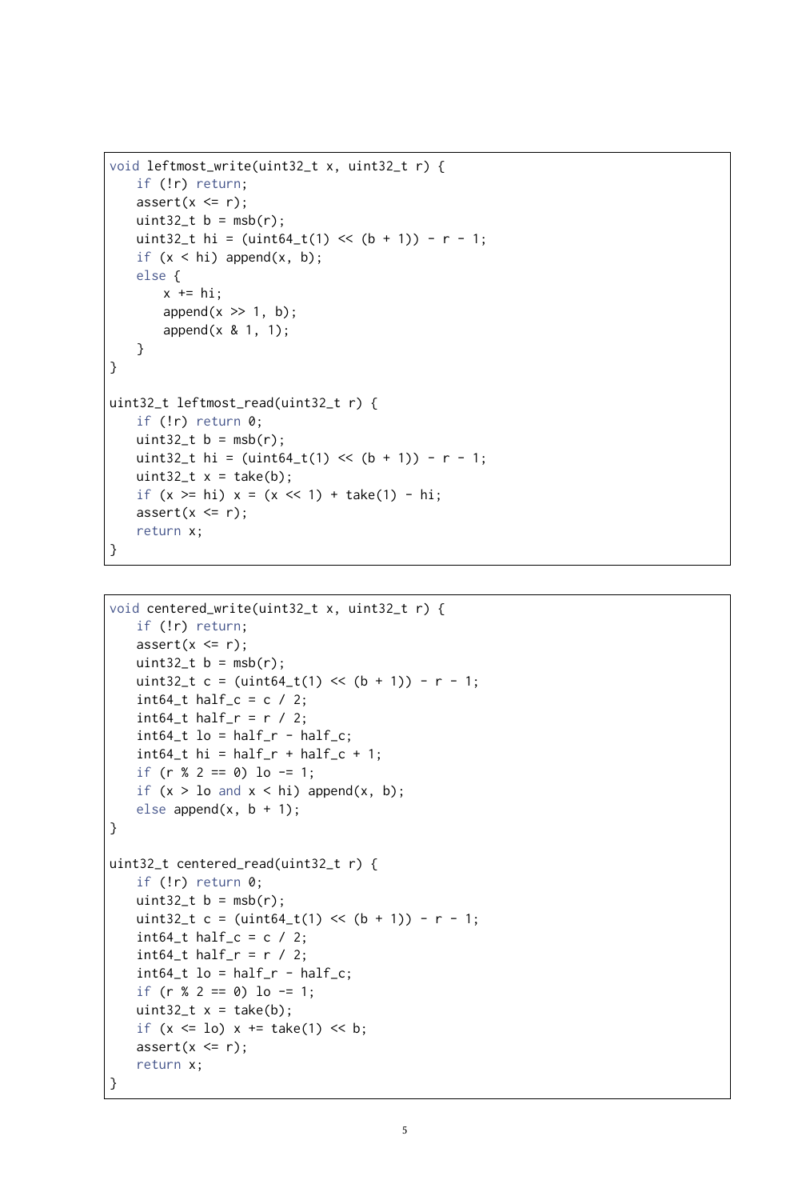```
void leftmost_write(uint32_t x, uint32_t r) {
    if (!r) return;
    assert(x <= r);
    uint32_t b = msb(r);
    uint32_t hi = (uint64_t(1) << (b + 1)) - r - 1;
    if (x < hi) append(x, b);
    else {
        x += hi;
        append(x >> 1, b);
        append(x & 1, 1);
    }
}

uint32_t leftmost_read(uint32_t r) {
    if (!r) return 0;
    uint32_t b = msb(r);
    uint32_t hi = (uint64_t(1) << (b + 1)) - r - 1;
    uint32_t x = take(b);
    if (x >= hi) x = (x << 1) + take(1) - hi;
    assert(x <= r);
    return x;
}
```

```
void centered_write(uint32_t x, uint32_t r) {
    if (!r) return;
    assert(x <= r);
    uint32_t b = msb(r);
    uint32_t c = (uint64_t(1) << (b + 1)) - r - 1;
    int64_t half_c = c / 2;
    int64_t half_r = r / 2;
    int64_t lo = half_r - half_c;
    int64_t hi = half_r + half_c + 1;
    if (r % 2 == 0) lo -= 1;
    if (x > lo and x < hi) append(x, b);
    else append(x, b + 1);
}

uint32_t centered_read(uint32_t r) {
    if (!r) return 0;
    uint32_t b = msb(r);
    uint32_t c = (uint64_t(1) << (b + 1)) - r - 1;
    int64_t half_c = c / 2;
    int64_t half_r = r / 2;
    int64_t lo = half_r - half_c;
    if (r % 2 == 0) lo -= 1;
    uint32_t x = take(b);
    if (x <= lo) x += take(1) << b;
    assert(x <= r);
    return x;
}
```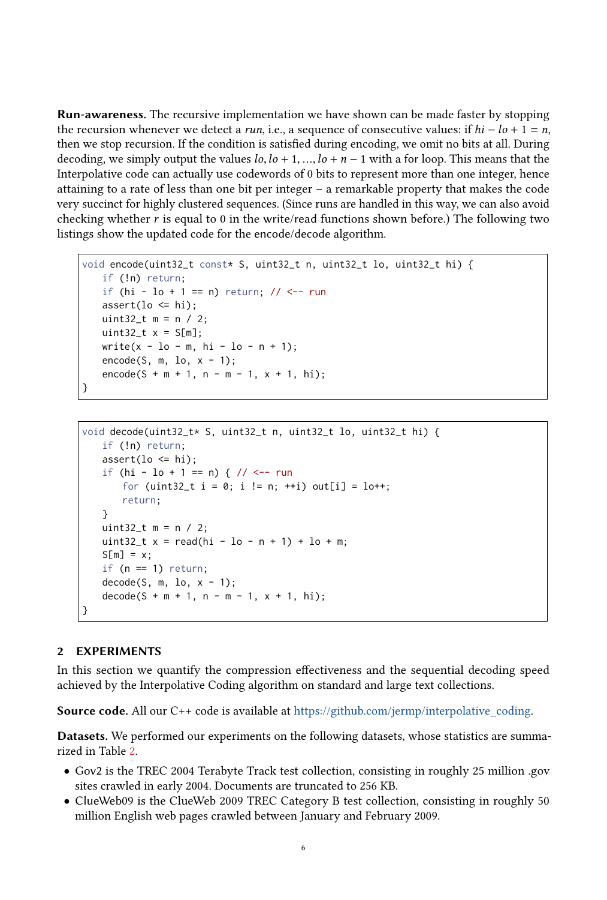**Run-awareness.** The recursive implementation we have shown can be made faster by stopping the recursion whenever we detect a *run*, i.e., a sequence of consecutive values: if $hi - lo + 1 = n$, then we stop recursion. If the condition is satisfied during encoding, we omit no bits at all. During decoding, we simply output the values $lo, lo + 1, \ldots, lo + n - 1$ with a for loop. This means that the Interpolative code can actually use codewords of 0 bits to represent more than one integer, hence attaining to a rate of less than one bit per integer – a remarkable property that makes the code very succinct for highly clustered sequences. (Since runs are handled in this way, we can also avoid checking whether $r$ is equal to 0 in the write/read functions shown before.) The following two listings show the updated code for the encode/decode algorithm.

```
void encode(uint32_t const* S, uint32_t n, uint32_t lo, uint32_t hi) {
    if (!n) return;
    if (hi - lo + 1 == n) return; // <-- run
    assert(lo <= hi);
    uint32_t m = n / 2;
    uint32_t x = S[m];
    write(x - lo - m, hi - lo - n + 1);
    encode(S, m, lo, x - 1);
    encode(S + m + 1, n - m - 1, x + 1, hi);
}
```

```
void decode(uint32_t* S, uint32_t n, uint32_t lo, uint32_t hi) {
    if (!n) return;
    assert(lo <= hi);
    if (hi - lo + 1 == n) { // <-- run
        for (uint32_t i = 0; i != n; ++i) out[i] = lo++;
        return;
    }
    uint32_t m = n / 2;
    uint32_t x = read(hi - lo - n + 1) + lo + m;
    S[m] = x;
    if (n == 1) return;
    decode(S, m, lo, x - 1);
    decode(S + m + 1, n - m - 1, x + 1, hi);
}
```

## 2 EXPERIMENTS

In this section we quantify the compression effectiveness and the sequential decoding speed achieved by the Interpolative Coding algorithm on standard and large text collections.

**Source code.** All our C++ code is available at https://github.com/jermp/interpolative_coding.

**Datasets.** We performed our experiments on the following datasets, whose statistics are summarized in Table 2.

- Gov2 is the TREC 2004 Terabyte Track test collection, consisting in roughly 25 million .gov sites crawled in early 2004. Documents are truncated to 256 KB.
- ClueWeb09 is the ClueWeb 2009 TREC Category B test collection, consisting in roughly 50 million English web pages crawled between January and February 2009.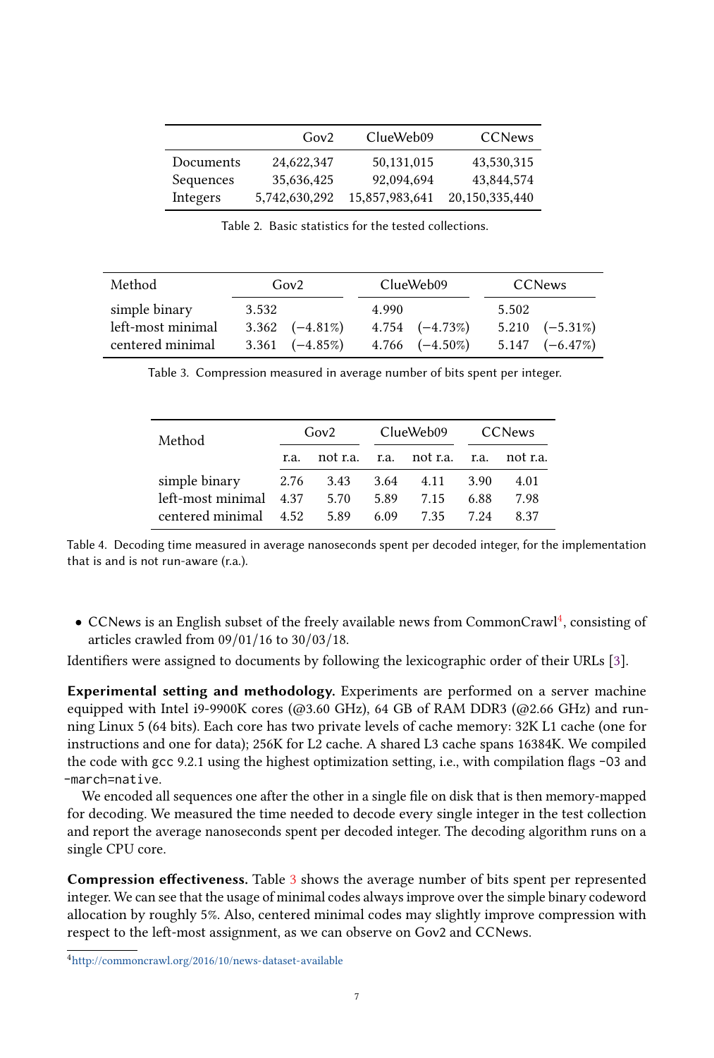|  | Gov2 | ClueWeb09 | CCNews |
|---|---|---|---|
| Documents | 24,622,347 | 50,131,015 | 43,530,315 |
| Sequences | 35,636,425 | 92,094,694 | 43,844,574 |
| Integers | 5,742,630,292 | 15,857,983,641 | 20,150,335,440 |

Table 2. Basic statistics for the tested collections.

| Method | Gov2 | | ClueWeb09 | | CCNews | |
|---|---|---|---|---|---|---|
| simple binary | 3.532 | | 4.990 | | 5.502 | |
| left-most minimal | 3.362 | (−4.81%) | 4.754 | (−4.73%) | 5.210 | (−5.31%) |
| centered minimal | 3.361 | (−4.85%) | 4.766 | (−4.50%) | 5.147 | (−6.47%) |

Table 3. Compression measured in average number of bits spent per integer.

| Method | Gov2 | | ClueWeb09 | | CCNews | |
|---|---|---|---|---|---|---|
| | r.a. | not r.a. | r.a. | not r.a. | r.a. | not r.a. |
| simple binary | 2.76 | 3.43 | 3.64 | 4.11 | 3.90 | 4.01 |
| left-most minimal | 4.37 | 5.70 | 5.89 | 7.15 | 6.88 | 7.98 |
| centered minimal | 4.52 | 5.89 | 6.09 | 7.35 | 7.24 | 8.37 |

Table 4. Decoding time measured in average nanoseconds spent per decoded integer, for the implementation that is and is not run-aware (r.a.).

- CCNews is an English subset of the freely available news from CommonCrawl[4], consisting of articles crawled from 09/01/16 to 30/03/18.

Identifiers were assigned to documents by following the lexicographic order of their URLs [3].

**Experimental setting and methodology.** Experiments are performed on a server machine equipped with Intel i9-9900K cores (@3.60 GHz), 64 GB of RAM DDR3 (@2.66 GHz) and running Linux 5 (64 bits). Each core has two private levels of cache memory: 32K L1 cache (one for instructions and one for data); 256K for L2 cache. A shared L3 cache spans 16384K. We compiled the code with `gcc` 9.2.1 using the highest optimization setting, i.e., with compilation flags `-O3` and `-march=native`.

We encoded all sequences one after the other in a single file on disk that is then memory-mapped for decoding. We measured the time needed to decode every single integer in the test collection and report the average nanoseconds spent per decoded integer. The decoding algorithm runs on a single CPU core.

**Compression effectiveness.** Table 3 shows the average number of bits spent per represented integer. We can see that the usage of minimal codes always improve over the simple binary codeword allocation by roughly 5%. Also, centered minimal codes may slightly improve compression with respect to the left-most assignment, as we can observe on Gov2 and CCNews.

[4] http://commoncrawl.org/2016/10/news-dataset-available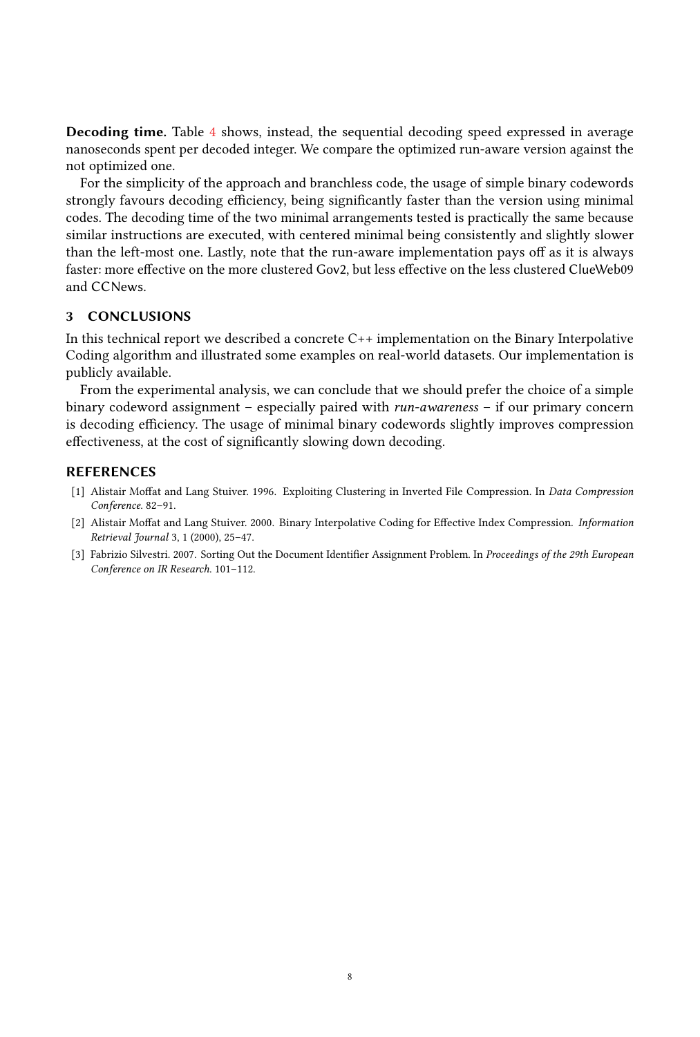**Decoding time.** Table 4 shows, instead, the sequential decoding speed expressed in average nanoseconds spent per decoded integer. We compare the optimized run-aware version against the not optimized one.

For the simplicity of the approach and branchless code, the usage of simple binary codewords strongly favours decoding efficiency, being significantly faster than the version using minimal codes. The decoding time of the two minimal arrangements tested is practically the same because similar instructions are executed, with centered minimal being consistently and slightly slower than the left-most one. Lastly, note that the run-aware implementation pays off as it is always faster: more effective on the more clustered Gov2, but less effective on the less clustered ClueWeb09 and CCNews.

## 3 CONCLUSIONS

In this technical report we described a concrete C++ implementation on the Binary Interpolative Coding algorithm and illustrated some examples on real-world datasets. Our implementation is publicly available.

From the experimental analysis, we can conclude that we should prefer the choice of a simple binary codeword assignment – especially paired with *run-awareness* – if our primary concern is decoding efficiency. The usage of minimal binary codewords slightly improves compression effectiveness, at the cost of significantly slowing down decoding.

## REFERENCES

[1] Alistair Moffat and Lang Stuiver. 1996. Exploiting Clustering in Inverted File Compression. In *Data Compression Conference*. 82–91.

[2] Alistair Moffat and Lang Stuiver. 2000. Binary Interpolative Coding for Effective Index Compression. *Information Retrieval Journal* 3, 1 (2000), 25–47.

[3] Fabrizio Silvestri. 2007. Sorting Out the Document Identifier Assignment Problem. In *Proceedings of the 29th European Conference on IR Research*. 101–112.